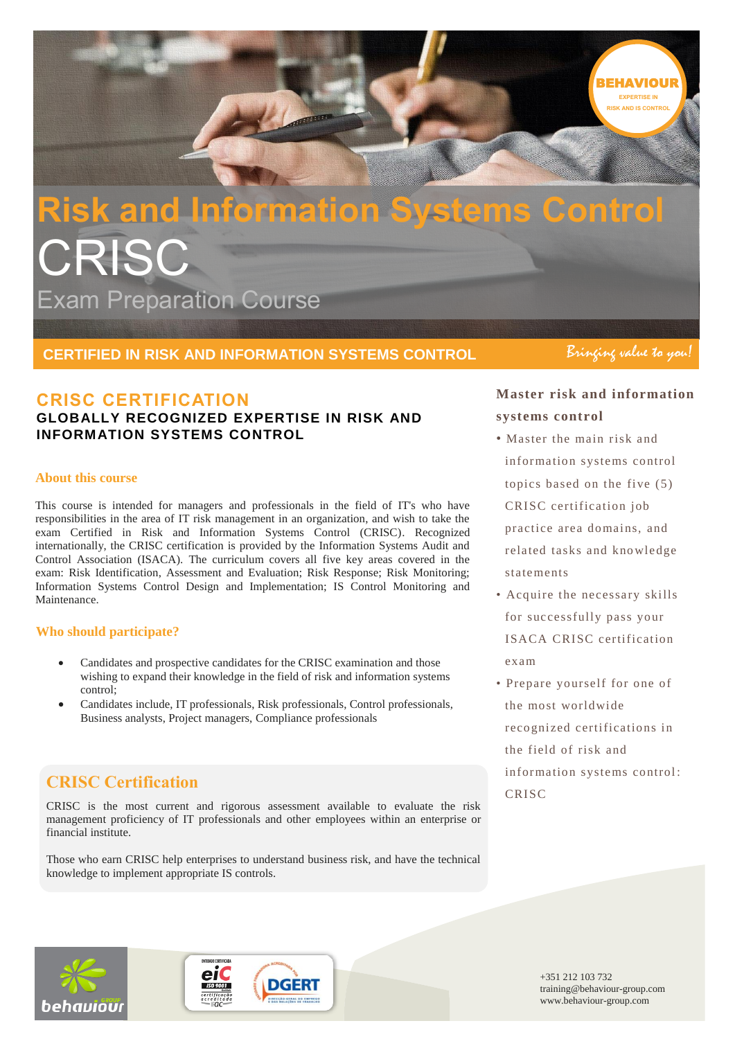# Risk and Information Systems Control

# CRISC

## Exam Preparation Course

**CERTIFIED IN RISK AND INFORMATION SYSTEMS CONTROL**

*Bringing value to you!*

## CRISC CERTIFICATION

**GLOBALLY RECOGNIZED EXPERTISE IN RISK AND INFORMATION SYSTEMS CONTROL**

### About this course

This course is intended for managers and professionals in the field of IT's who have responsibilities in the area of IT risk management in an organization, and wish to take the exam Certified in Risk and Information Systems Control (CRISC). Recognized internationally, the CRISC certification is provided by the Information Systems Audit and Control Association (ISACA). The curriculum covers all five key areas covered in the exam: Risk Identification, Assessment and Evaluation; Risk Response; Risk Monitoring; Information Systems Control Design and Implementation; IS Control Monitoring and Maintenance.

### Who should participate?

- Candidates and prospective candidates for the CRISC examination and those wishing to expand their knowledge in the field of risk and information systems control;
- Candidates include, IT professionals, Risk professionals, Control professionals, Business analysts, Project managers, Compliance professionals

### CRISC Certification

CRISC is the most current and rigorous assessment available to evaluate the risk management proficiency of IT professionals and other employees within an enterprise or financial institute.

Those who earn CRISC help enterprises to understand business risk, and have the technical knowledge to implement appropriate IS controls.

### Master risk and information systems control

- Master the main risk and information systems control topics based on the five (5) CRISC certification job practice area domains, and related tasks and knowledge statements
- Acquire the necessary skills for successfully pass your ISACA CRISC certification exam
- Prepare yourself for one of the most worldwide recognized certifications in the field of risk and information systems control: CRISC

+351 212 103 732
training@behaviour-group.com
www.behaviour-group.com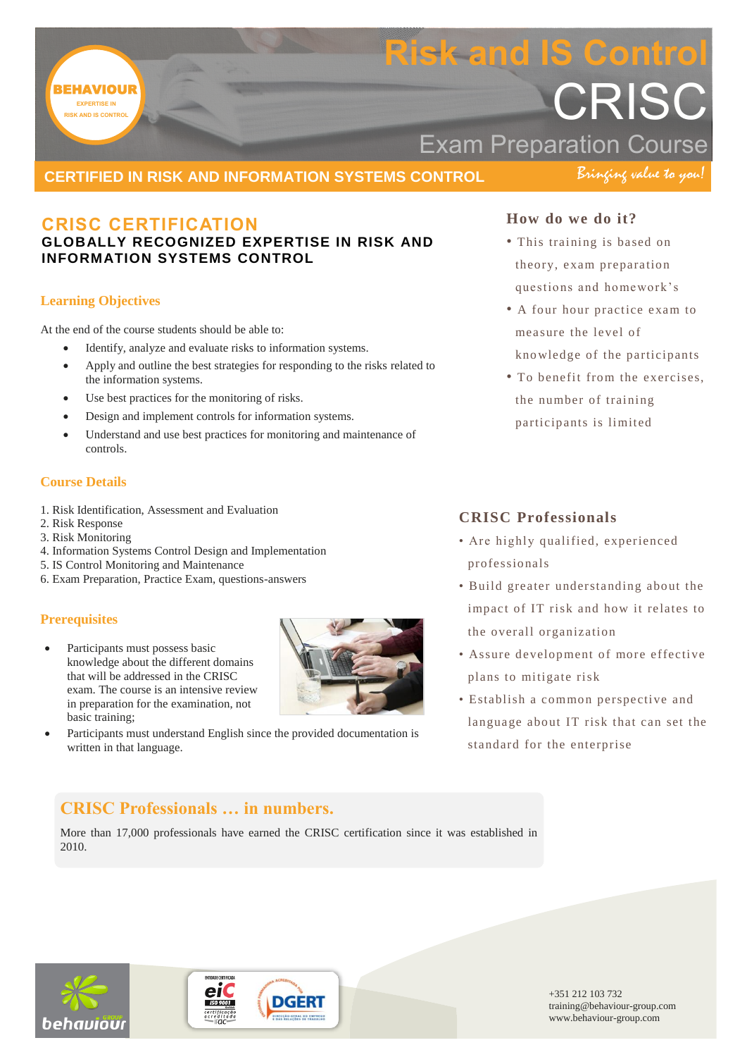# Risk and IS Control

# CRISC

## Exam Preparation Course

**CERTIFIED IN RISK AND INFORMATION SYSTEMS CONTROL** *Bringing value to you!*

## CRISC CERTIFICATION

### GLOBALLY RECOGNIZED EXPERTISE IN RISK AND INFORMATION SYSTEMS CONTROL

### Learning Objectives

At the end of the course students should be able to:

- Identify, analyze and evaluate risks to information systems.
- Apply and outline the best strategies for responding to the risks related to the information systems.
- Use best practices for the monitoring of risks.
- Design and implement controls for information systems.
- Understand and use best practices for monitoring and maintenance of controls.

### Course Details

1. Risk Identification, Assessment and Evaluation
2. Risk Response
3. Risk Monitoring
4. Information Systems Control Design and Implementation
5. IS Control Monitoring and Maintenance
6. Exam Preparation, Practice Exam, questions-answers

### Prerequisites

- Participants must possess basic knowledge about the different domains that will be addressed in the CRISC exam. The course is an intensive review in preparation for the examination, not basic training;
- Participants must understand English since the provided documentation is written in that language.

### How do we do it?

- This training is based on theory, exam preparation questions and homework's
- A four hour practice exam to measure the level of knowledge of the participants
- To benefit from the exercises, the number of training participants is limited

### CRISC Professionals

- Are highly qualified, experienced professionals
- Build greater understanding about the impact of IT risk and how it relates to the overall organization
- Assure development of more effective plans to mitigate risk
- Establish a common perspective and language about IT risk that can set the standard for the enterprise

### CRISC Professionals … in numbers.

More than 17,000 professionals have earned the CRISC certification since it was established in 2010.

+351 212 103 732
training@behaviour-group.com
www.behaviour-group.com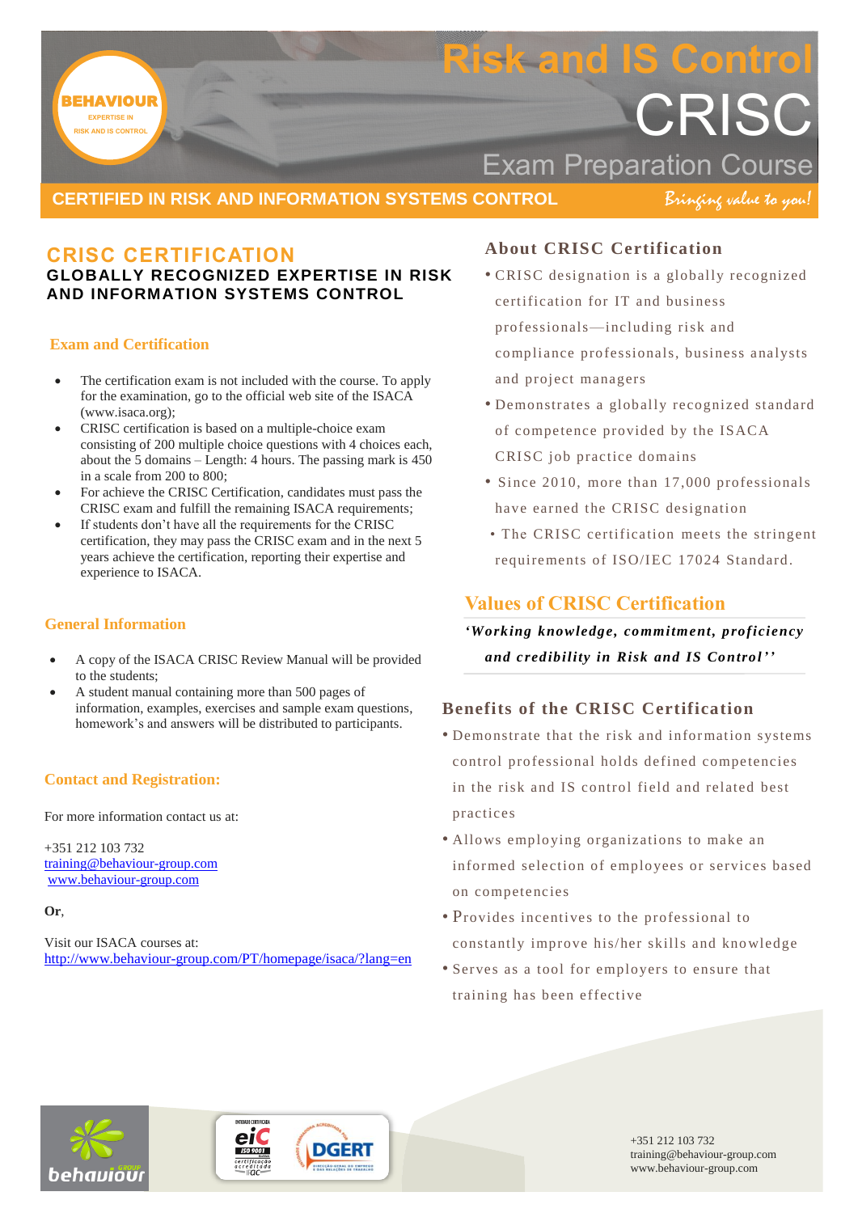# Risk and IS Control

# CRISC

## Exam Preparation Course

**CERTIFIED IN RISK AND INFORMATION SYSTEMS CONTROL** *Bringing value to you!*

## CRISC CERTIFICATION

### GLOBALLY RECOGNIZED EXPERTISE IN RISK AND INFORMATION SYSTEMS CONTROL

### Exam and Certification

- The certification exam is not included with the course. To apply for the examination, go to the official web site of the ISACA (www.isaca.org);
- CRISC certification is based on a multiple-choice exam consisting of 200 multiple choice questions with 4 choices each, about the 5 domains – Length: 4 hours. The passing mark is 450 in a scale from 200 to 800;
- For achieve the CRISC Certification, candidates must pass the CRISC exam and fulfill the remaining ISACA requirements;
- If students don't have all the requirements for the CRISC certification, they may pass the CRISC exam and in the next 5 years achieve the certification, reporting their expertise and experience to ISACA.

### General Information

- A copy of the ISACA CRISC Review Manual will be provided to the students;
- A student manual containing more than 500 pages of information, examples, exercises and sample exam questions, homework's and answers will be distributed to participants.

### Contact and Registration:

For more information contact us at:

+351 212 103 732
training@behaviour-group.com
www.behaviour-group.com

**Or**,

Visit our ISACA courses at:
http://www.behaviour-group.com/PT/homepage/isaca/?lang=en

### About CRISC Certification

- CRISC designation is a globally recognized certification for IT and business professionals—including risk and compliance professionals, business analysts and project managers
- Demonstrates a globally recognized standard of competence provided by the ISACA CRISC job practice domains
- Since 2010, more than 17,000 professionals have earned the CRISC designation
- The CRISC certification meets the stringent requirements of ISO/IEC 17024 Standard.

### Values of CRISC Certification

***'Working knowledge, commitment, proficiency and credibility in Risk and IS Control''***

### Benefits of the CRISC Certification

- Demonstrate that the risk and information systems control professional holds defined competencies in the risk and IS control field and related best practices
- Allows employing organizations to make an informed selection of employees or services based on competencies
- Provides incentives to the professional to constantly improve his/her skills and knowledge
- Serves as a tool for employers to ensure that training has been effective

+351 212 103 732
training@behaviour-group.com
www.behaviour-group.com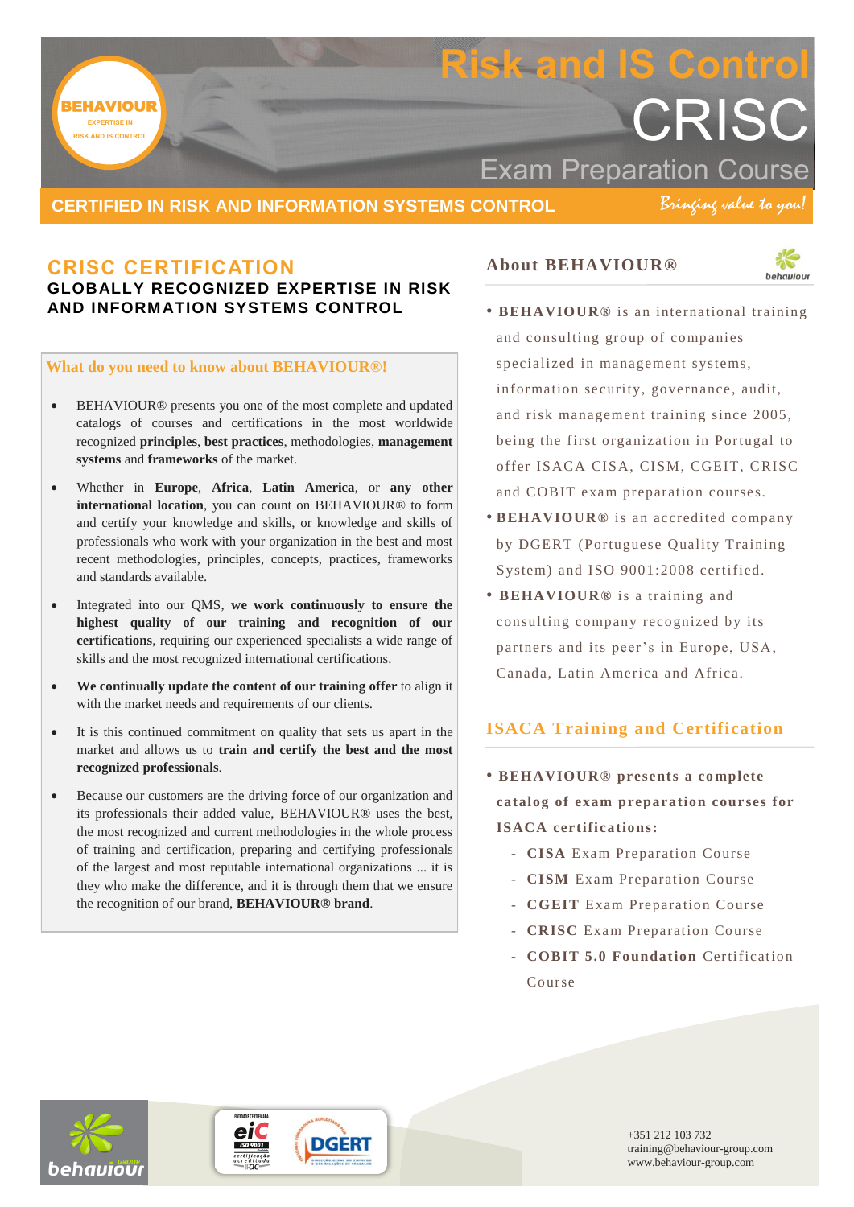# Risk and IS Control

# CRISC

## Exam Preparation Course

**CERTIFIED IN RISK AND INFORMATION SYSTEMS CONTROL**

*Bringing value to you!*

## CRISC CERTIFICATION

### GLOBALLY RECOGNIZED EXPERTISE IN RISK AND INFORMATION SYSTEMS CONTROL

**What do you need to know about BEHAVIOUR®!**

- BEHAVIOUR® presents you one of the most complete and updated catalogs of courses and certifications in the most worldwide recognized **principles**, **best practices**, methodologies, **management systems** and **frameworks** of the market.
- Whether in **Europe**, **Africa**, **Latin America**, or **any other international location**, you can count on BEHAVIOUR® to form and certify your knowledge and skills, or knowledge and skills of professionals who work with your organization in the best and most recent methodologies, principles, concepts, practices, frameworks and standards available.
- Integrated into our QMS, **we work continuously to ensure the highest quality of our training and recognition of our certifications**, requiring our experienced specialists a wide range of skills and the most recognized international certifications.
- **We continually update the content of our training offer** to align it with the market needs and requirements of our clients.
- It is this continued commitment on quality that sets us apart in the market and allows us to **train and certify the best and the most recognized professionals**.
- Because our customers are the driving force of our organization and its professionals their added value, BEHAVIOUR® uses the best, the most recognized and current methodologies in the whole process of training and certification, preparing and certifying professionals of the largest and most reputable international organizations ... it is they who make the difference, and it is through them that we ensure the recognition of our brand, **BEHAVIOUR® brand**.

## About BEHAVIOUR®

- **BEHAVIOUR®** is an international training and consulting group of companies specialized in management systems, information security, governance, audit, and risk management training since 2005, being the first organization in Portugal to offer ISACA CISA, CISM, CGEIT, CRISC and COBIT exam preparation courses.
- **BEHAVIOUR®** is an accredited company by DGERT (Portuguese Quality Training System) and ISO 9001:2008 certified.
- **BEHAVIOUR®** is a training and consulting company recognized by its partners and its peer's in Europe, USA, Canada, Latin America and Africa.

## ISACA Training and Certification

- **BEHAVIOUR® presents a complete catalog of exam preparation courses for ISACA certifications:**
  - **CISA** Exam Preparation Course
  - **CISM** Exam Preparation Course
  - **CGEIT** Exam Preparation Course
  - **CRISC** Exam Preparation Course
  - **COBIT 5.0 Foundation** Certification Course

+351 212 103 732
training@behaviour-group.com
www.behaviour-group.com